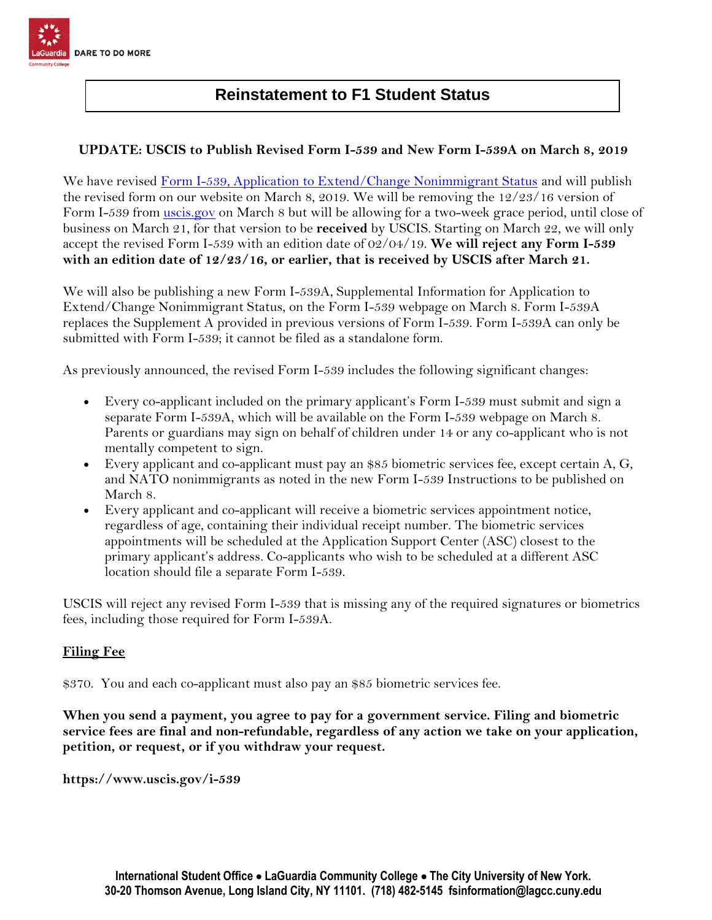# Reinstatement to F1 Student Status

**UPDATE: USCIS to Publish Revised Form I-539 and New Form I-539A on March 8, 2019**

We have revised [Form I-539, Application to Extend/Change Nonimmigrant Status](https://www.uscis.gov/i-539) and will publish the revised form on our website on March 8, 2019. We will be removing the 12/23/16 version of Form I-539 from [uscis.gov](https://www.uscis.gov) on March 8 but will be allowing for a two-week grace period, until close of business on March 21, for that version to be **received** by USCIS. Starting on March 22, we will only accept the revised Form I-539 with an edition date of 02/04/19. **We will reject any Form I-539 with an edition date of 12/23/16, or earlier, that is received by USCIS after March 21.**

We will also be publishing a new Form I-539A, Supplemental Information for Application to Extend/Change Nonimmigrant Status, on the Form I-539 webpage on March 8. Form I-539A replaces the Supplement A provided in previous versions of Form I-539. Form I-539A can only be submitted with Form I-539; it cannot be filed as a standalone form.

As previously announced, the revised Form I-539 includes the following significant changes:

- Every co-applicant included on the primary applicant's Form I-539 must submit and sign a separate Form I-539A, which will be available on the Form I-539 webpage on March 8. Parents or guardians may sign on behalf of children under 14 or any co-applicant who is not mentally competent to sign.
- Every applicant and co-applicant must pay an $85 biometric services fee, except certain A, G, and NATO nonimmigrants as noted in the new Form I-539 Instructions to be published on March 8.
- Every applicant and co-applicant will receive a biometric services appointment notice, regardless of age, containing their individual receipt number. The biometric services appointments will be scheduled at the Application Support Center (ASC) closest to the primary applicant's address. Co-applicants who wish to be scheduled at a different ASC location should file a separate Form I-539.

USCIS will reject any revised Form I-539 that is missing any of the required signatures or biometrics fees, including those required for Form I-539A.

## Filing Fee

$370. You and each co-applicant must also pay an $85 biometric services fee.

**When you send a payment, you agree to pay for a government service. Filing and biometric service fees are final and non-refundable, regardless of any action we take on your application, petition, or request, or if you withdraw your request.**

**https://www.uscis.gov/i-539**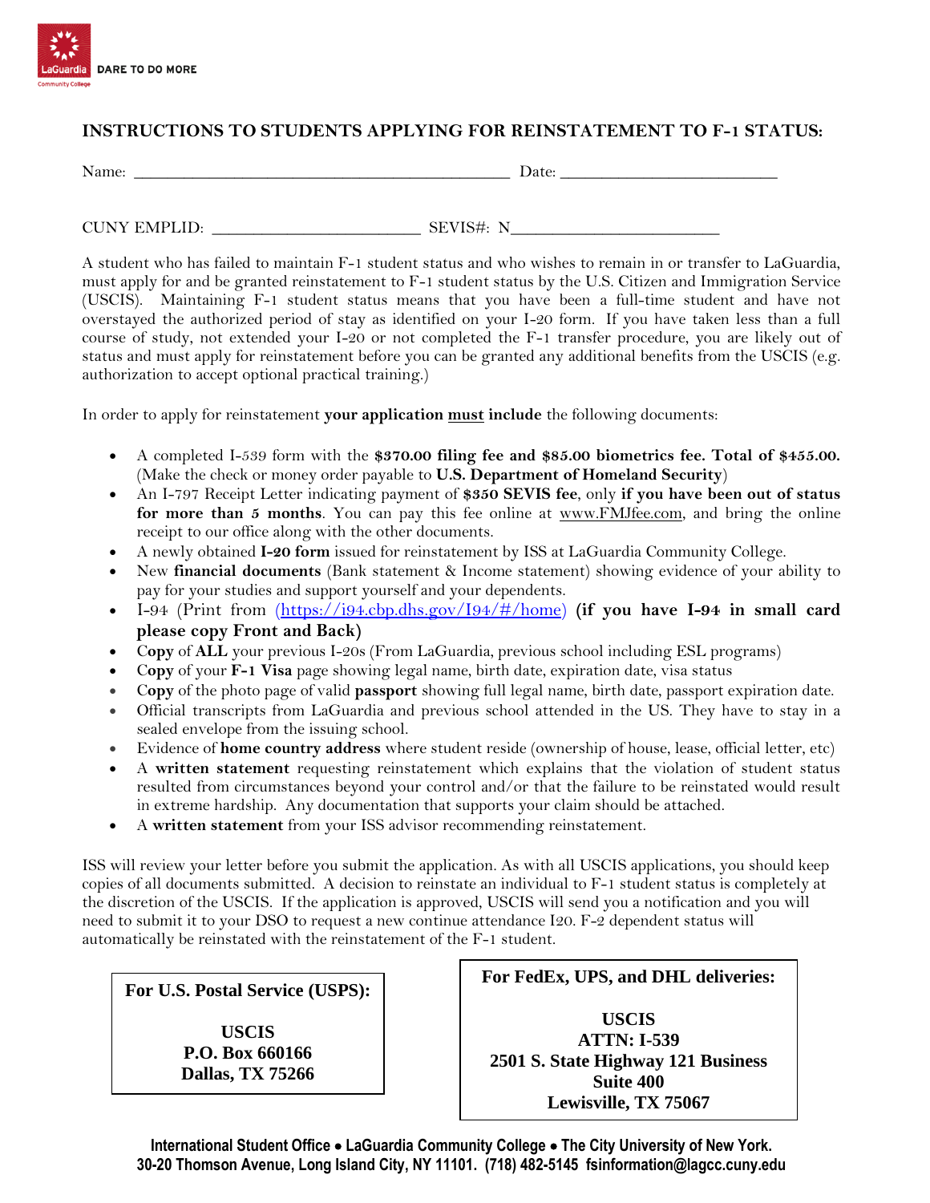DARE TO DO MORE

# INSTRUCTIONS TO STUDENTS APPLYING FOR REINSTATEMENT TO F-1 STATUS:

Name: ___________________________________________ Date: _________________________

CUNY EMPLID: ________________________ SEVIS#: N_______________________

A student who has failed to maintain F-1 student status and who wishes to remain in or transfer to LaGuardia, must apply for and be granted reinstatement to F-1 student status by the U.S. Citizen and Immigration Service (USCIS). Maintaining F-1 student status means that you have been a full-time student and have not overstayed the authorized period of stay as identified on your I-20 form. If you have taken less than a full course of study, not extended your I-20 or not completed the F-1 transfer procedure, you are likely out of status and must apply for reinstatement before you can be granted any additional benefits from the USCIS (e.g. authorization to accept optional practical training.)

In order to apply for reinstatement **your application <u>must</u> include** the following documents:

- A completed I-539 form with the **$370.00 filing fee and $85.00 biometrics fee. Total of $455.00.** (Make the check or money order payable to **U.S. Department of Homeland Security**)
- An I-797 Receipt Letter indicating payment of **$350 SEVIS fee**, only **if you have been out of status for more than 5 months**. You can pay this fee online at www.FMJfee.com, and bring the online receipt to our office along with the other documents.
- A newly obtained **I-20 form** issued for reinstatement by ISS at LaGuardia Community College.
- New **financial documents** (Bank statement & Income statement) showing evidence of your ability to pay for your studies and support yourself and your dependents.
- I-94 (Print from (https://i94.cbp.dhs.gov/I94/#/home) **(if you have I-94 in small card please copy Front and Back)**
- **Copy** of **ALL** your previous I-20s (From LaGuardia, previous school including ESL programs)
- **Copy** of your **F-1 Visa** page showing legal name, birth date, expiration date, visa status
- **Copy** of the photo page of valid **passport** showing full legal name, birth date, passport expiration date.
- Official transcripts from LaGuardia and previous school attended in the US. They have to stay in a sealed envelope from the issuing school.
- Evidence of **home country address** where student reside (ownership of house, lease, official letter, etc)
- A **written statement** requesting reinstatement which explains that the violation of student status resulted from circumstances beyond your control and/or that the failure to be reinstated would result in extreme hardship. Any documentation that supports your claim should be attached.
- A **written statement** from your ISS advisor recommending reinstatement.

ISS will review your letter before you submit the application. As with all USCIS applications, you should keep copies of all documents submitted. A decision to reinstate an individual to F-1 student status is completely at the discretion of the USCIS. If the application is approved, USCIS will send you a notification and you will need to submit it to your DSO to request a new continue attendance I20. F-2 dependent status will automatically be reinstated with the reinstatement of the F-1 student.

**For U.S. Postal Service (USPS):**

**USCIS**
**P.O. Box 660166**
**Dallas, TX 75266**

**For FedEx, UPS, and DHL deliveries:**

**USCIS**
**ATTN: I-539**
**2501 S. State Highway 121 Business**
**Suite 400**
**Lewisville, TX 75067**

**International Student Office • LaGuardia Community College • The City University of New York.**
**30-20 Thomson Avenue, Long Island City, NY 11101. (718) 482-5145 fsinformation@lagcc.cuny.edu**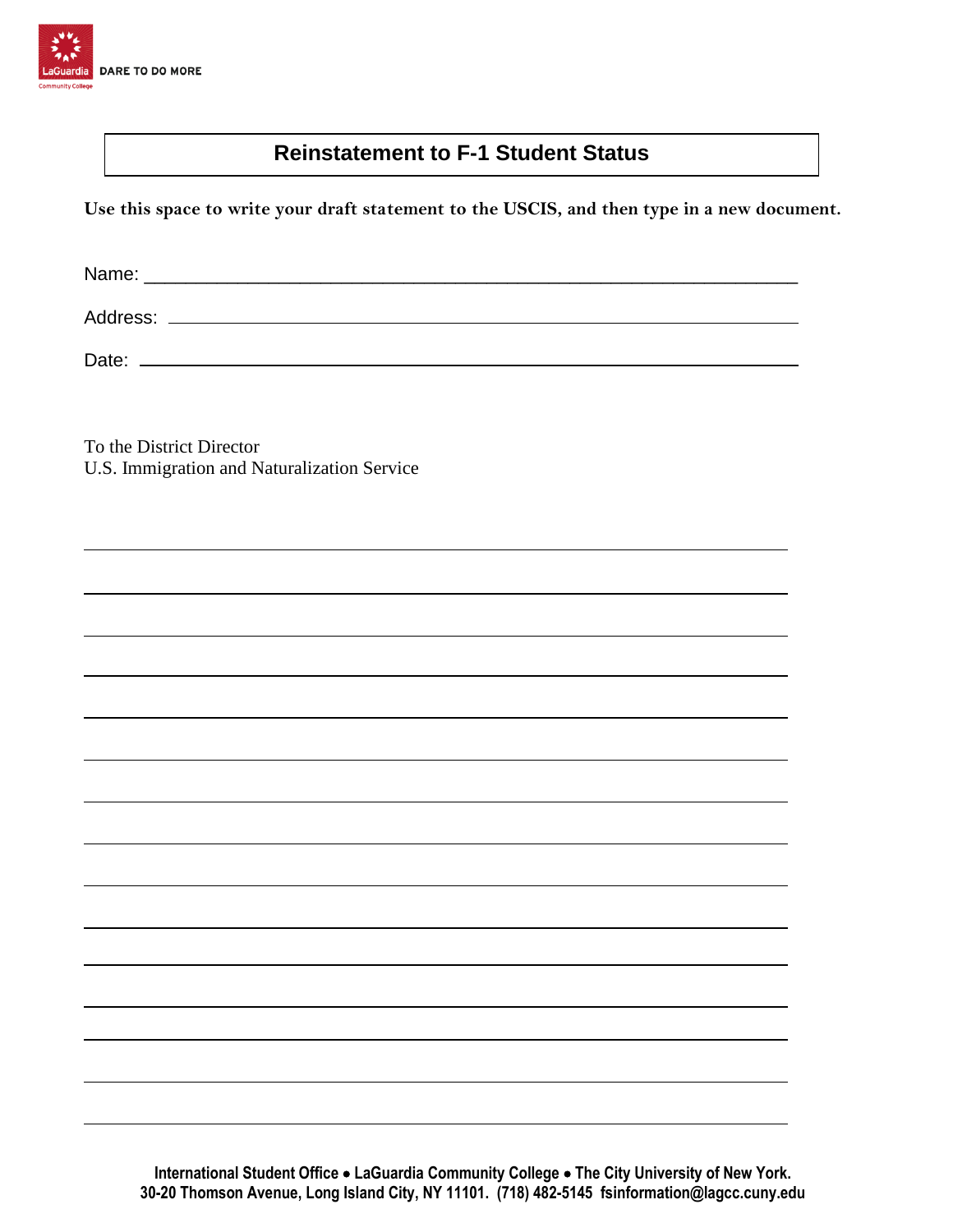# Reinstatement to F-1 Student Status

**Use this space to write your draft statement to the USCIS, and then type in a new document.**

Name: ___________________________________________________________

Address: _________________________________________________________

Date: ___________________________________________________________

To the District Director
U.S. Immigration and Naturalization Service

_______________________________________________________________________

_______________________________________________________________________

_______________________________________________________________________

_______________________________________________________________________

_______________________________________________________________________

_______________________________________________________________________

_______________________________________________________________________

_______________________________________________________________________

_______________________________________________________________________

_______________________________________________________________________

_______________________________________________________________________

_______________________________________________________________________

_______________________________________________________________________

_______________________________________________________________________

International Student Office • LaGuardia Community College • The City University of New York.
30-20 Thomson Avenue, Long Island City, NY 11101. (718) 482-5145 fsinformation@lagcc.cuny.edu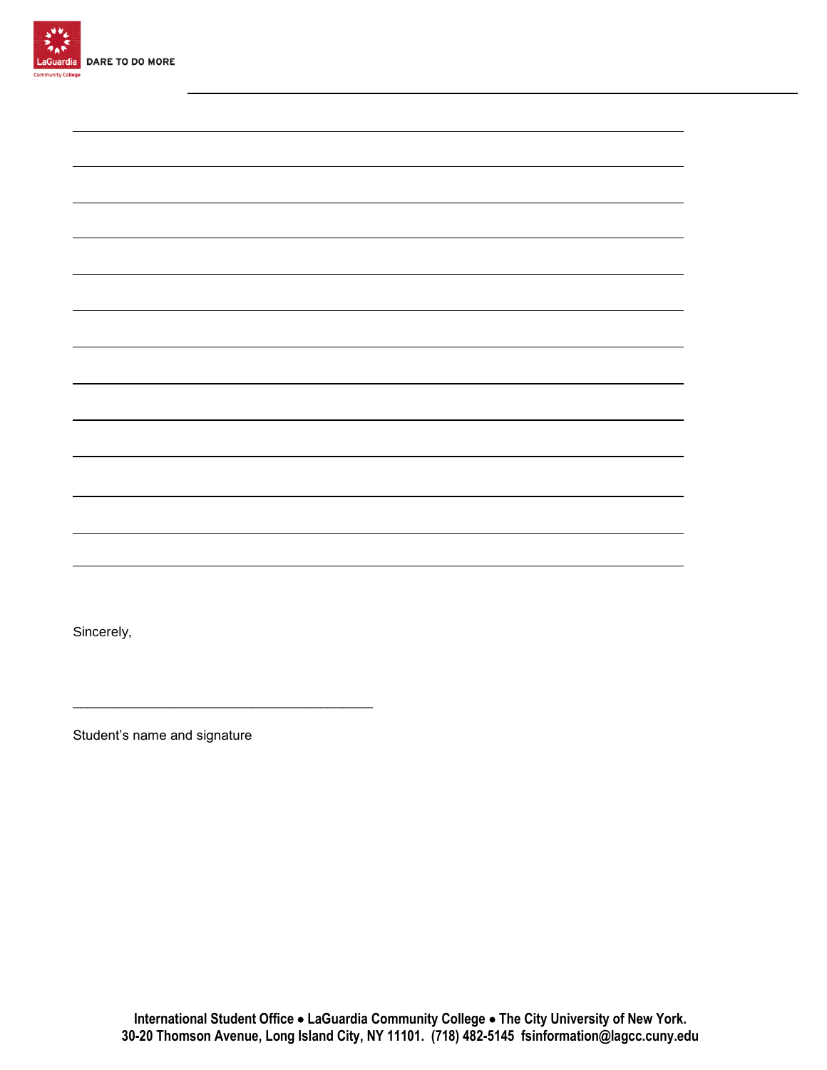DARE TO DO MORE

Sincerely,

________________________________________

Student's name and signature

**International Student Office • LaGuardia Community College • The City University of New York.**
**30-20 Thomson Avenue, Long Island City, NY 11101. (718) 482-5145 fsinformation@lagcc.cuny.edu**